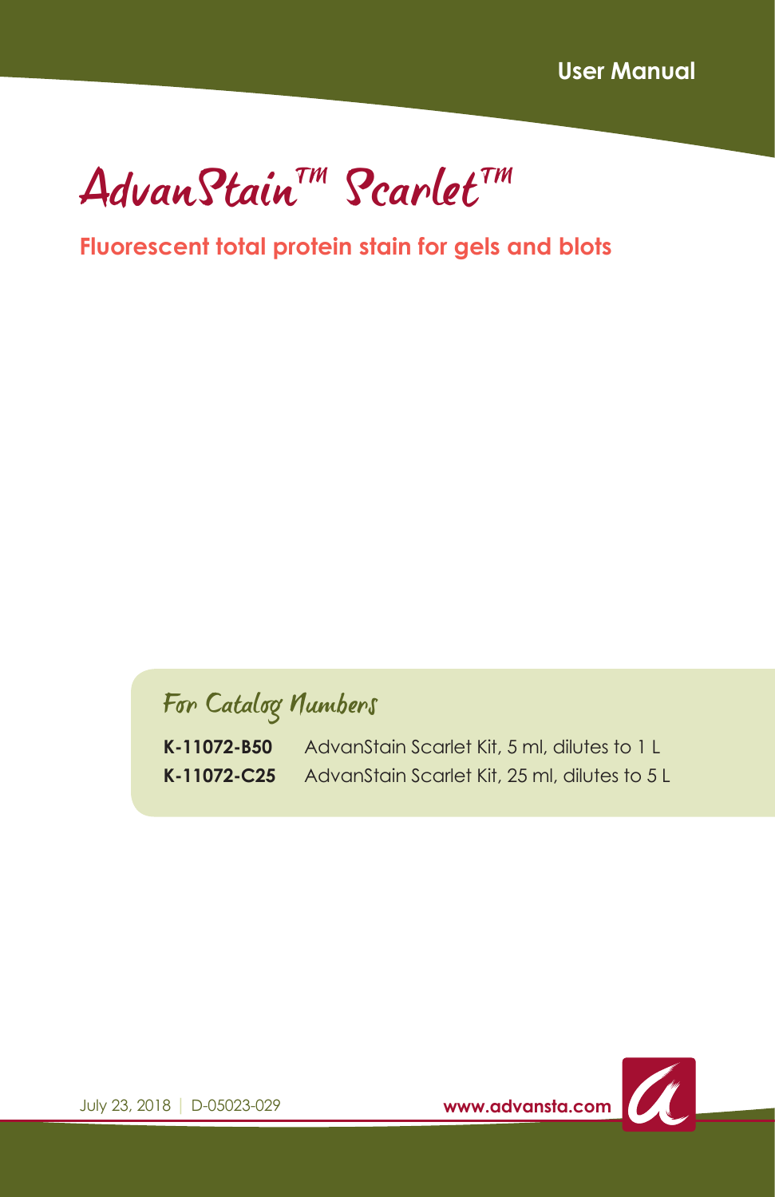User Manual

# AdvanStain™ Scarlet™

**Fluorescent total protein stain for gels and blots**

## For Catalog Numbers

| | |
|---|---|
| **K-11072-B50** | AdvanStain Scarlet Kit, 5 ml, dilutes to 1 L |
| **K-11072-C25** | AdvanStain Scarlet Kit, 25 ml, dilutes to 5 L |

July 23, 2018 | D-05023-029

**www.advansta.com**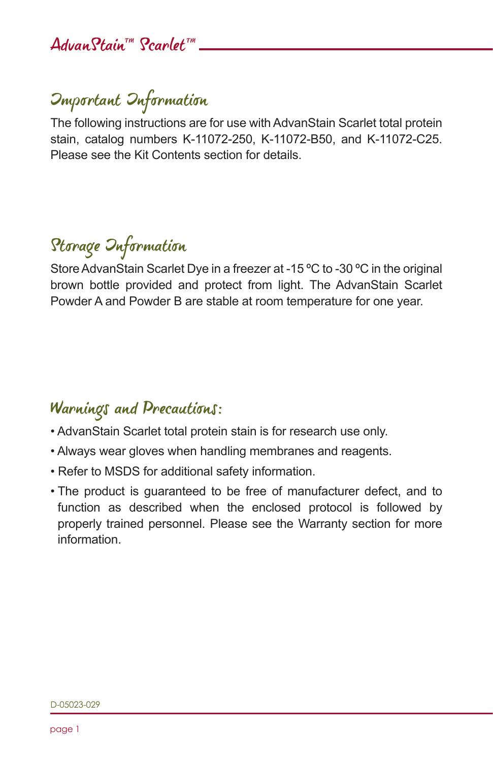## Important Information

The following instructions are for use with AdvanStain Scarlet total protein stain, catalog numbers K-11072-250, K-11072-B50, and K-11072-C25. Please see the Kit Contents section for details.

## Storage Information

Store AdvanStain Scarlet Dye in a freezer at -15 ºC to -30 ºC in the original brown bottle provided and protect from light. The AdvanStain Scarlet Powder A and Powder B are stable at room temperature for one year.

## Warnings and Precautions:

- AdvanStain Scarlet total protein stain is for research use only.
- Always wear gloves when handling membranes and reagents.
- Refer to MSDS for additional safety information.
- The product is guaranteed to be free of manufacturer defect, and to function as described when the enclosed protocol is followed by properly trained personnel. Please see the Warranty section for more information.

D-05023-029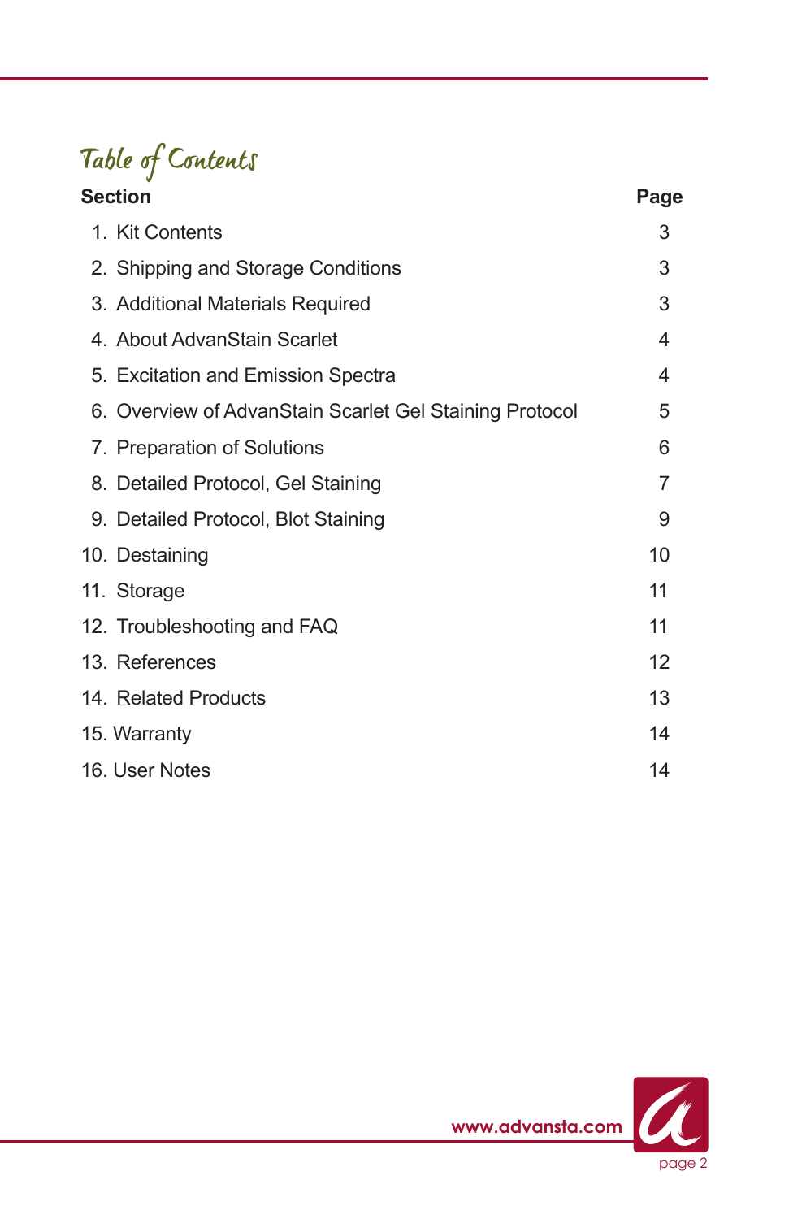# Table of Contents

| Section | Page |
|---|---|
| 1. Kit Contents | 3 |
| 2. Shipping and Storage Conditions | 3 |
| 3. Additional Materials Required | 3 |
| 4. About AdvanStain Scarlet | 4 |
| 5. Excitation and Emission Spectra | 4 |
| 6. Overview of AdvanStain Scarlet Gel Staining Protocol | 5 |
| 7. Preparation of Solutions | 6 |
| 8. Detailed Protocol, Gel Staining | 7 |
| 9. Detailed Protocol, Blot Staining | 9 |
| 10. Destaining | 10 |
| 11. Storage | 11 |
| 12. Troubleshooting and FAQ | 11 |
| 13. References | 12 |
| 14. Related Products | 13 |
| 15. Warranty | 14 |
| 16. User Notes | 14 |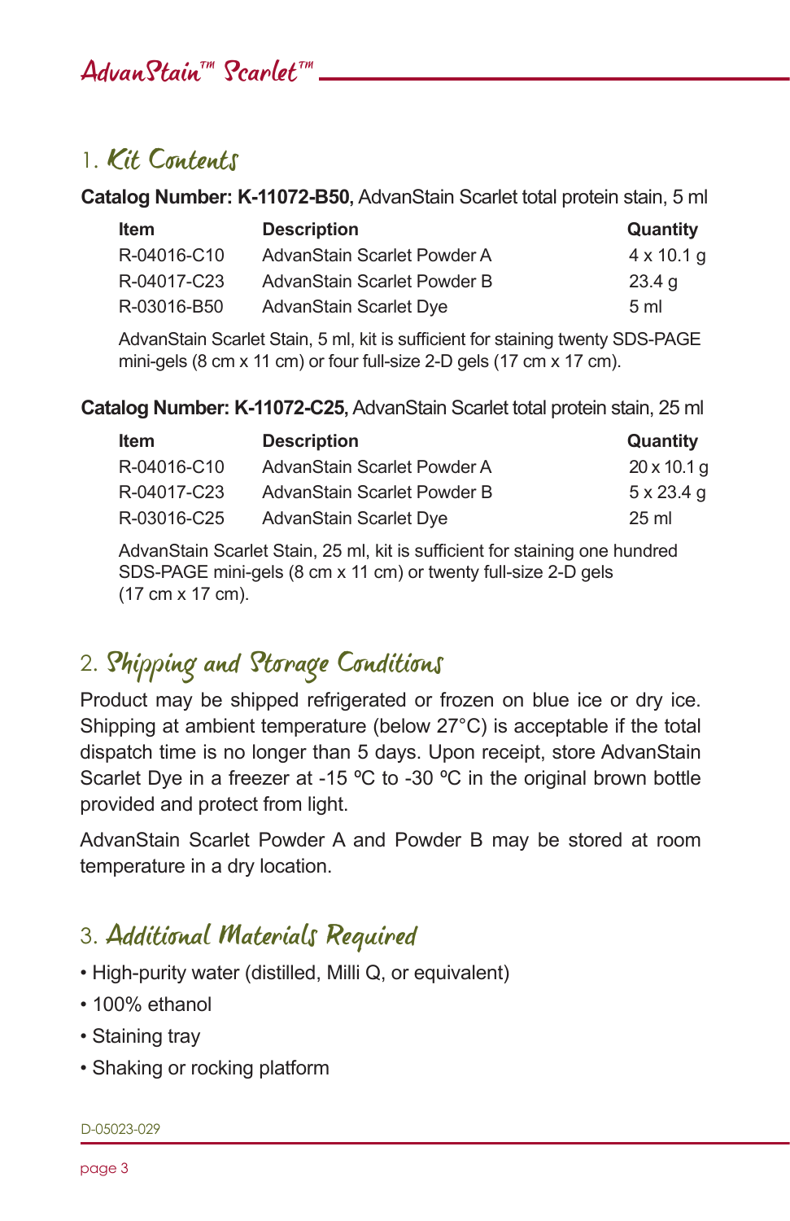## 1. Kit Contents

**Catalog Number: K-11072-B50,** AdvanStain Scarlet total protein stain, 5 ml

| Item | Description | Quantity |
|---|---|---|
| R-04016-C10 | AdvanStain Scarlet Powder A | 4 x 10.1 g |
| R-04017-C23 | AdvanStain Scarlet Powder B | 23.4 g |
| R-03016-B50 | AdvanStain Scarlet Dye | 5 ml |

AdvanStain Scarlet Stain, 5 ml, kit is sufficient for staining twenty SDS-PAGE mini-gels (8 cm x 11 cm) or four full-size 2-D gels (17 cm x 17 cm).

**Catalog Number: K-11072-C25,** AdvanStain Scarlet total protein stain, 25 ml

| Item | Description | Quantity |
|---|---|---|
| R-04016-C10 | AdvanStain Scarlet Powder A | 20 x 10.1 g |
| R-04017-C23 | AdvanStain Scarlet Powder B | 5 x 23.4 g |
| R-03016-C25 | AdvanStain Scarlet Dye | 25 ml |

AdvanStain Scarlet Stain, 25 ml, kit is sufficient for staining one hundred SDS-PAGE mini-gels (8 cm x 11 cm) or twenty full-size 2-D gels (17 cm x 17 cm).

## 2. Shipping and Storage Conditions

Product may be shipped refrigerated or frozen on blue ice or dry ice. Shipping at ambient temperature (below 27°C) is acceptable if the total dispatch time is no longer than 5 days. Upon receipt, store AdvanStain Scarlet Dye in a freezer at -15 ºC to -30 ºC in the original brown bottle provided and protect from light.

AdvanStain Scarlet Powder A and Powder B may be stored at room temperature in a dry location.

## 3. Additional Materials Required

- High-purity water (distilled, Milli Q, or equivalent)
- 100% ethanol
- Staining tray
- Shaking or rocking platform

D-05023-029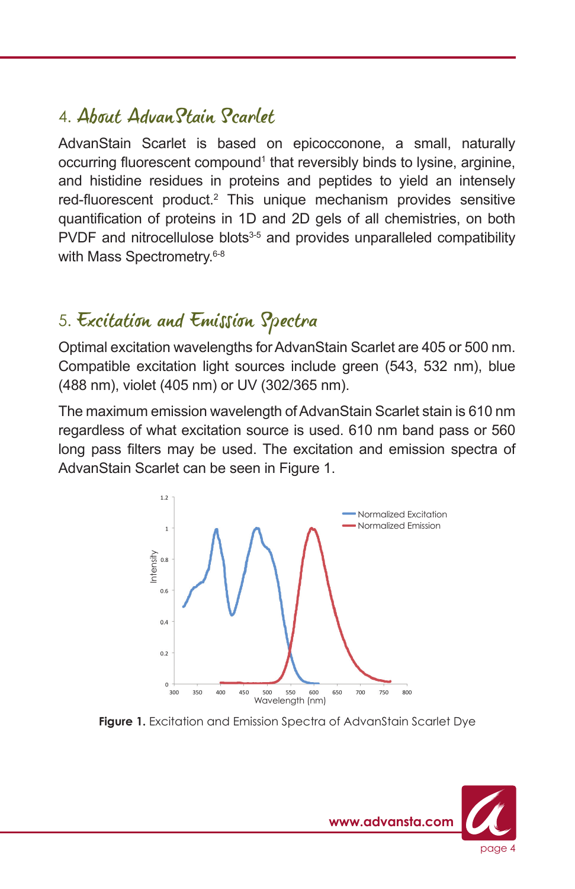## 4. About AdvanStain Scarlet

AdvanStain Scarlet is based on epicocconone, a small, naturally occurring fluorescent compound[1] that reversibly binds to lysine, arginine, and histidine residues in proteins and peptides to yield an intensely red-fluorescent product.[2] This unique mechanism provides sensitive quantification of proteins in 1D and 2D gels of all chemistries, on both PVDF and nitrocellulose blots[3-5] and provides unparalleled compatibility with Mass Spectrometry.[6-8]

## 5. Excitation and Emission Spectra

Optimal excitation wavelengths for AdvanStain Scarlet are 405 or 500 nm. Compatible excitation light sources include green (543, 532 nm), blue (488 nm), violet (405 nm) or UV (302/365 nm).

The maximum emission wavelength of AdvanStain Scarlet stain is 610 nm regardless of what excitation source is used. 610 nm band pass or 560 long pass filters may be used. The excitation and emission spectra of AdvanStain Scarlet can be seen in Figure 1.

**Figure 1.** Excitation and Emission Spectra of AdvanStain Scarlet Dye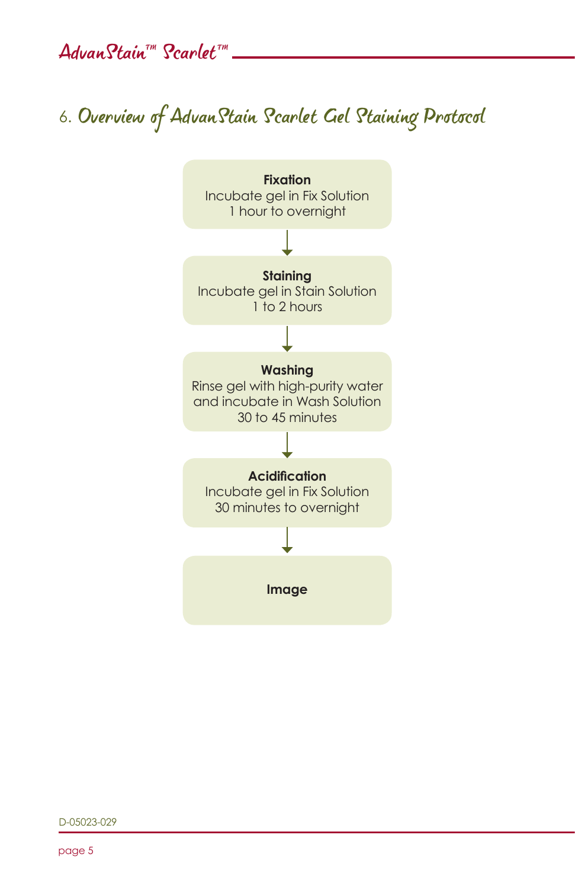## 6. Overview of AdvanStain Scarlet Gel Staining Protocol

**Fixation**
Incubate gel in Fix Solution
1 hour to overnight

↓

**Staining**
Incubate gel in Stain Solution
1 to 2 hours

↓

**Washing**
Rinse gel with high-purity water
and incubate in Wash Solution
30 to 45 minutes

↓

**Acidification**
Incubate gel in Fix Solution
30 minutes to overnight

↓

**Image**

D-05023-029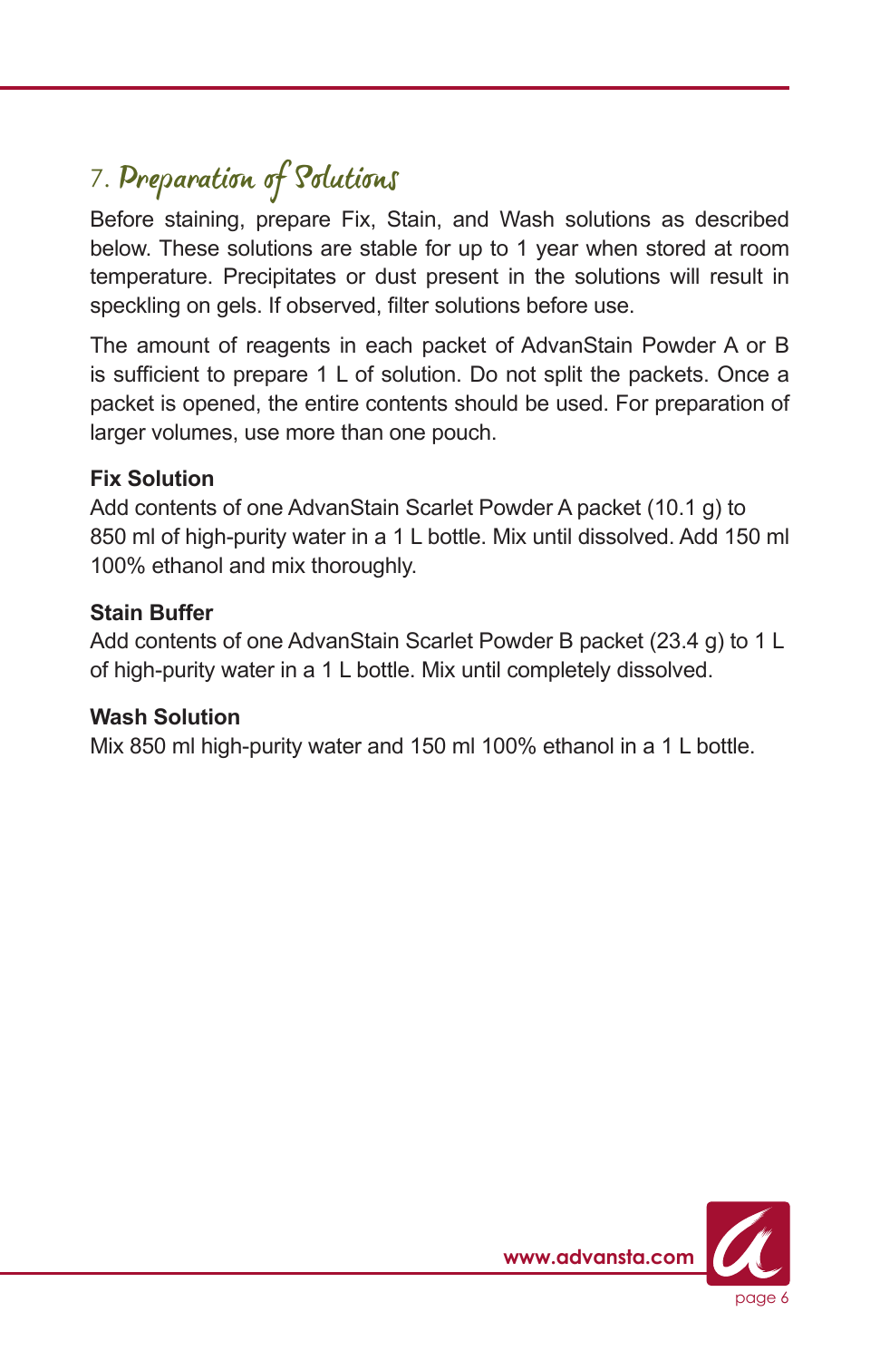## 7. Preparation of Solutions

Before staining, prepare Fix, Stain, and Wash solutions as described below. These solutions are stable for up to 1 year when stored at room temperature. Precipitates or dust present in the solutions will result in speckling on gels. If observed, filter solutions before use.

The amount of reagents in each packet of AdvanStain Powder A or B is sufficient to prepare 1 L of solution. Do not split the packets. Once a packet is opened, the entire contents should be used. For preparation of larger volumes, use more than one pouch.

**Fix Solution**
Add contents of one AdvanStain Scarlet Powder A packet (10.1 g) to 850 ml of high-purity water in a 1 L bottle. Mix until dissolved. Add 150 ml 100% ethanol and mix thoroughly.

**Stain Buffer**
Add contents of one AdvanStain Scarlet Powder B packet (23.4 g) to 1 L of high-purity water in a 1 L bottle. Mix until completely dissolved.

**Wash Solution**
Mix 850 ml high-purity water and 150 ml 100% ethanol in a 1 L bottle.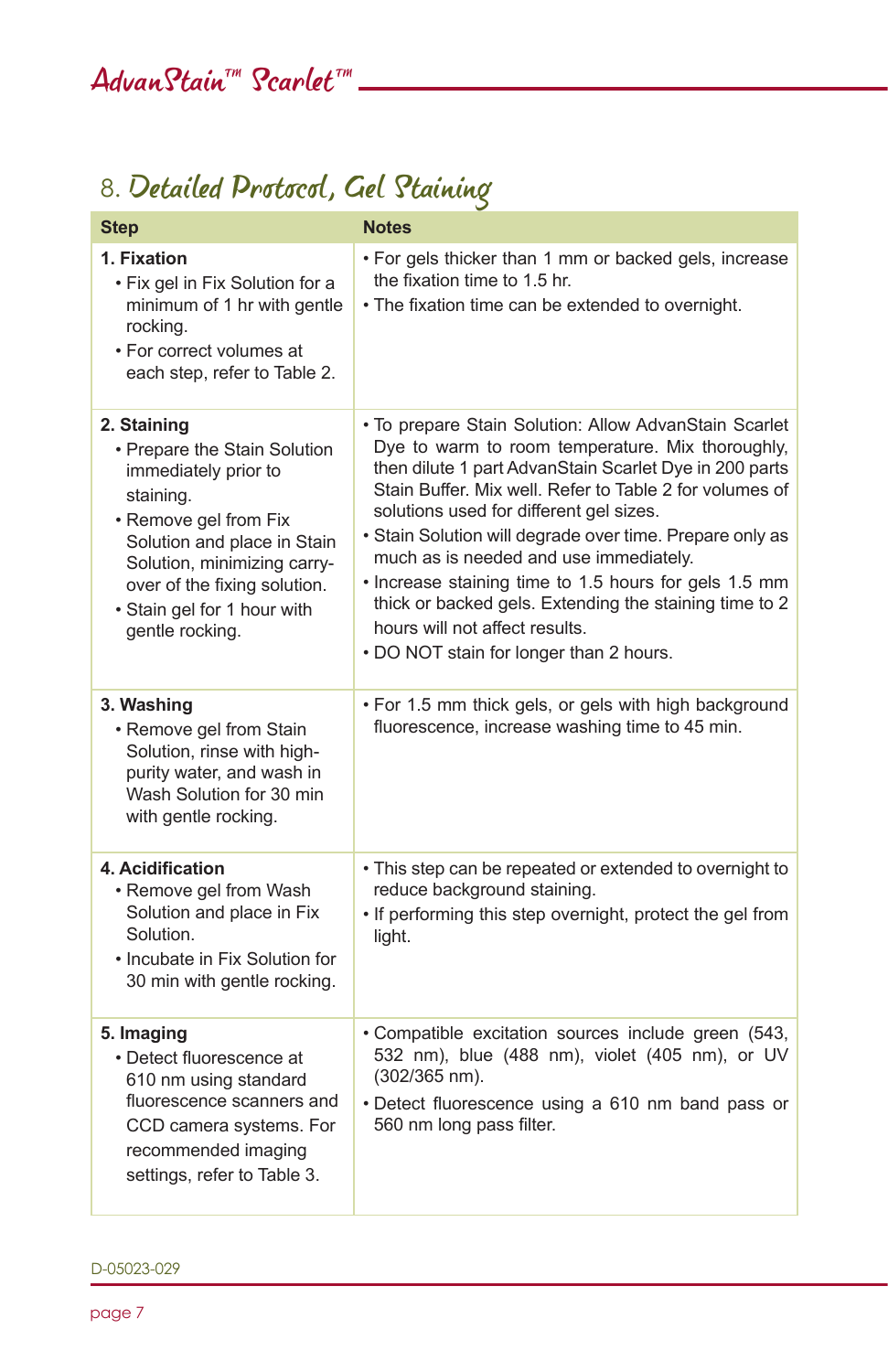## 8. Detailed Protocol, Gel Staining

| Step | Notes |
|---|---|
| **1. Fixation**<br>• Fix gel in Fix Solution for a minimum of 1 hr with gentle rocking.<br>• For correct volumes at each step, refer to Table 2. | • For gels thicker than 1 mm or backed gels, increase the fixation time to 1.5 hr.<br>• The fixation time can be extended to overnight. |
| **2. Staining**<br>• Prepare the Stain Solution immediately prior to staining.<br>• Remove gel from Fix Solution and place in Stain Solution, minimizing carry-over of the fixing solution.<br>• Stain gel for 1 hour with gentle rocking. | • To prepare Stain Solution: Allow AdvanStain Scarlet Dye to warm to room temperature. Mix thoroughly, then dilute 1 part AdvanStain Scarlet Dye in 200 parts Stain Buffer. Mix well. Refer to Table 2 for volumes of solutions used for different gel sizes.<br>• Stain Solution will degrade over time. Prepare only as much as is needed and use immediately.<br>• Increase staining time to 1.5 hours for gels 1.5 mm thick or backed gels. Extending the staining time to 2 hours will not affect results.<br>• DO NOT stain for longer than 2 hours. |
| **3. Washing**<br>• Remove gel from Stain Solution, rinse with high-purity water, and wash in Wash Solution for 30 min with gentle rocking. | • For 1.5 mm thick gels, or gels with high background fluorescence, increase washing time to 45 min. |
| **4. Acidification**<br>• Remove gel from Wash Solution and place in Fix Solution.<br>• Incubate in Fix Solution for 30 min with gentle rocking. | • This step can be repeated or extended to overnight to reduce background staining.<br>• If performing this step overnight, protect the gel from light. |
| **5. Imaging**<br>• Detect fluorescence at 610 nm using standard fluorescence scanners and CCD camera systems. For recommended imaging settings, refer to Table 3. | • Compatible excitation sources include green (543, 532 nm), blue (488 nm), violet (405 nm), or UV (302/365 nm).<br>• Detect fluorescence using a 610 nm band pass or 560 nm long pass filter. |

D-05023-029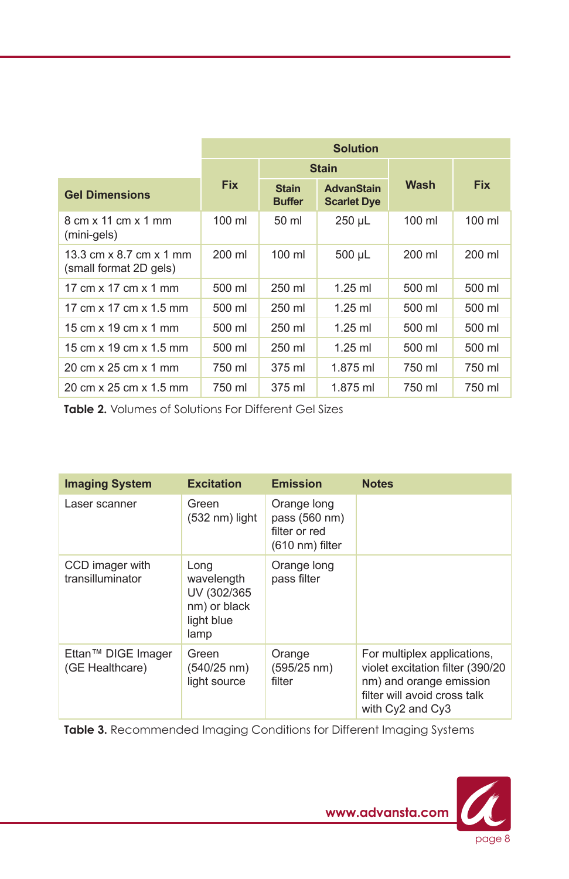| Gel Dimensions | Solution | | | | |
|---|---|---|---|---|---|
| | Fix | Stain | | Wash | Fix |
| | | Stain Buffer | AdvanStain Scarlet Dye | | |
| 8 cm x 11 cm x 1 mm (mini-gels) | 100 ml | 50 ml | 250 µL | 100 ml | 100 ml |
| 13.3 cm x 8.7 cm x 1 mm (small format 2D gels) | 200 ml | 100 ml | 500 µL | 200 ml | 200 ml |
| 17 cm x 17 cm x 1 mm | 500 ml | 250 ml | 1.25 ml | 500 ml | 500 ml |
| 17 cm x 17 cm x 1.5 mm | 500 ml | 250 ml | 1.25 ml | 500 ml | 500 ml |
| 15 cm x 19 cm x 1 mm | 500 ml | 250 ml | 1.25 ml | 500 ml | 500 ml |
| 15 cm x 19 cm x 1.5 mm | 500 ml | 250 ml | 1.25 ml | 500 ml | 500 ml |
| 20 cm x 25 cm x 1 mm | 750 ml | 375 ml | 1.875 ml | 750 ml | 750 ml |
| 20 cm x 25 cm x 1.5 mm | 750 ml | 375 ml | 1.875 ml | 750 ml | 750 ml |

**Table 2.** Volumes of Solutions For Different Gel Sizes

| Imaging System | Excitation | Emission | Notes |
|---|---|---|---|
| Laser scanner | Green (532 nm) light | Orange long pass (560 nm) filter or red (610 nm) filter | |
| CCD imager with transilluminator | Long wavelength UV (302/365 nm) or black light blue lamp | Orange long pass filter | |
| Ettan™ DIGE Imager (GE Healthcare) | Green (540/25 nm) light source | Orange (595/25 nm) filter | For multiplex applications, violet excitation filter (390/20 nm) and orange emission filter will avoid cross talk with Cy2 and Cy3 |

**Table 3.** Recommended Imaging Conditions for Different Imaging Systems

www.advansta.com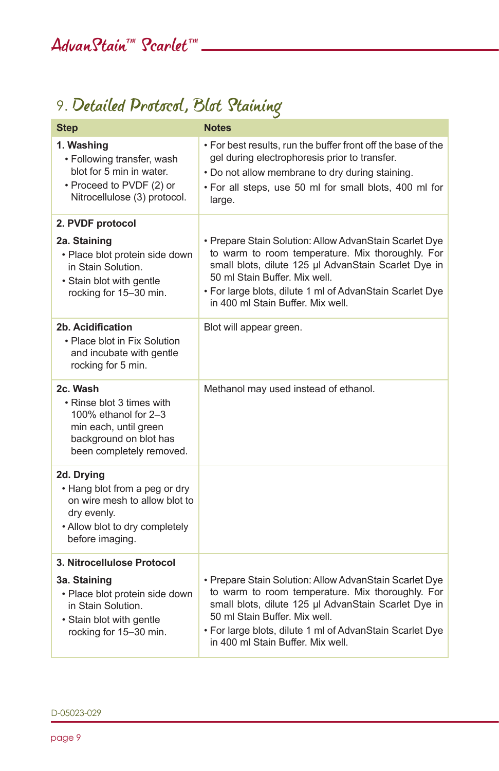## 9. Detailed Protocol, Blot Staining

| Step | Notes |
|---|---|
| **1. Washing**<br>• Following transfer, wash blot for 5 min in water.<br>• Proceed to PVDF (2) or Nitrocellulose (3) protocol. | • For best results, run the buffer front off the base of the gel during electrophoresis prior to transfer.<br>• Do not allow membrane to dry during staining.<br>• For all steps, use 50 ml for small blots, 400 ml for large. |
| **2. PVDF protocol**<br>**2a. Staining**<br>• Place blot protein side down in Stain Solution.<br>• Stain blot with gentle rocking for 15–30 min. | • Prepare Stain Solution: Allow AdvanStain Scarlet Dye to warm to room temperature. Mix thoroughly. For small blots, dilute 125 µl AdvanStain Scarlet Dye in 50 ml Stain Buffer. Mix well.<br>• For large blots, dilute 1 ml of AdvanStain Scarlet Dye in 400 ml Stain Buffer. Mix well. |
| **2b. Acidification**<br>• Place blot in Fix Solution and incubate with gentle rocking for 5 min. | Blot will appear green. |
| **2c. Wash**<br>• Rinse blot 3 times with 100% ethanol for 2–3 min each, until green background on blot has been completely removed. | Methanol may used instead of ethanol. |
| **2d. Drying**<br>• Hang blot from a peg or dry on wire mesh to allow blot to dry evenly.<br>• Allow blot to dry completely before imaging. | |
| **3. Nitrocellulose Protocol**<br>**3a. Staining**<br>• Place blot protein side down in Stain Solution.<br>• Stain blot with gentle rocking for 15–30 min. | • Prepare Stain Solution: Allow AdvanStain Scarlet Dye to warm to room temperature. Mix thoroughly. For small blots, dilute 125 µl AdvanStain Scarlet Dye in 50 ml Stain Buffer. Mix well.<br>• For large blots, dilute 1 ml of AdvanStain Scarlet Dye in 400 ml Stain Buffer. Mix well. |

D-05023-029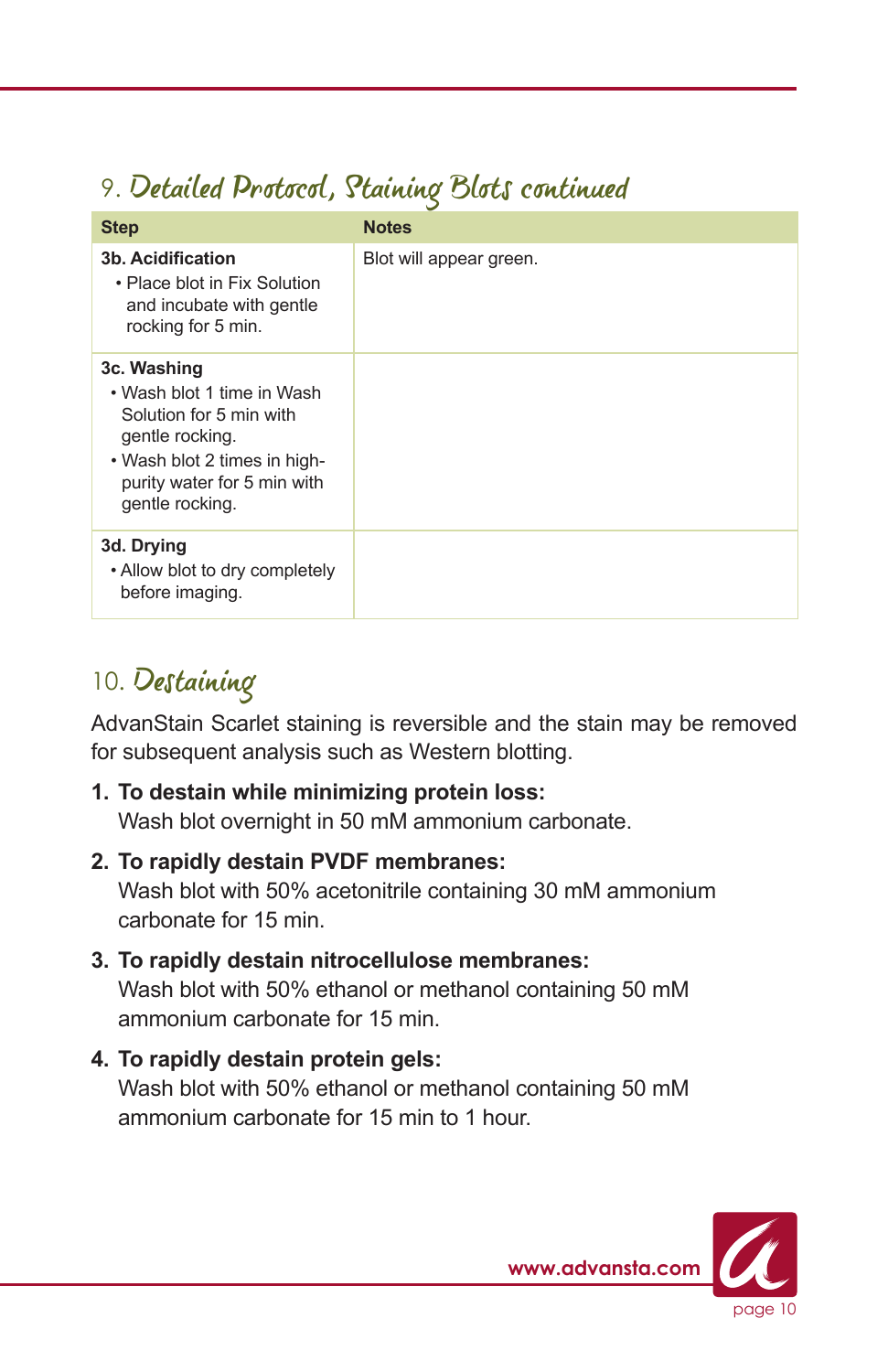## 9. Detailed Protocol, Staining Blots continued

| Step | Notes |
|---|---|
| **3b. Acidification**<br>• Place blot in Fix Solution and incubate with gentle rocking for 5 min. | Blot will appear green. |
| **3c. Washing**<br>• Wash blot 1 time in Wash Solution for 5 min with gentle rocking.<br>• Wash blot 2 times in high-purity water for 5 min with gentle rocking. | |
| **3d. Drying**<br>• Allow blot to dry completely before imaging. | |

## 10. Destaining

AdvanStain Scarlet staining is reversible and the stain may be removed for subsequent analysis such as Western blotting.

1. **To destain while minimizing protein loss:**
   Wash blot overnight in 50 mM ammonium carbonate.
2. **To rapidly destain PVDF membranes:**
   Wash blot with 50% acetonitrile containing 30 mM ammonium carbonate for 15 min.
3. **To rapidly destain nitrocellulose membranes:**
   Wash blot with 50% ethanol or methanol containing 50 mM ammonium carbonate for 15 min.
4. **To rapidly destain protein gels:**
   Wash blot with 50% ethanol or methanol containing 50 mM ammonium carbonate for 15 min to 1 hour.

www.advansta.com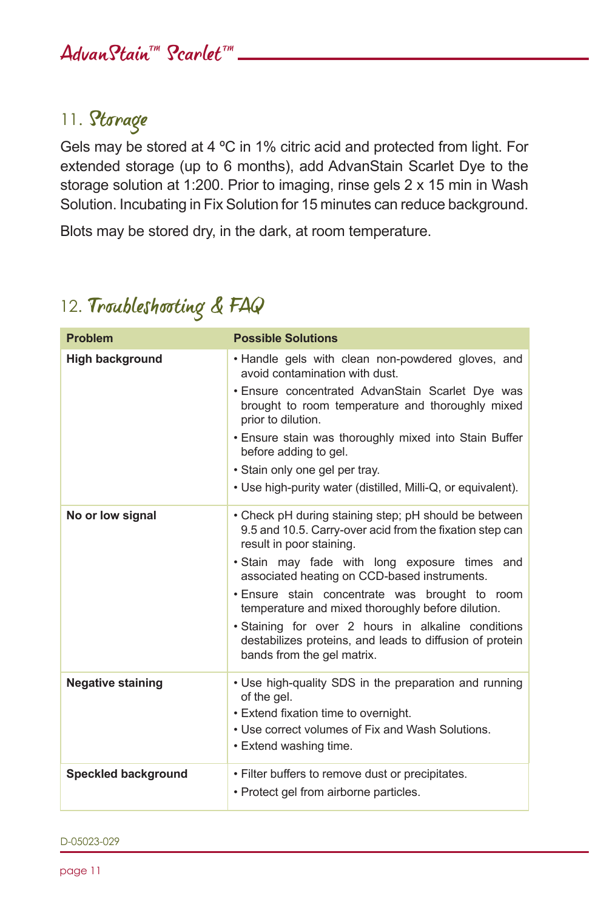## 11. Storage

Gels may be stored at 4 ºC in 1% citric acid and protected from light. For extended storage (up to 6 months), add AdvanStain Scarlet Dye to the storage solution at 1:200. Prior to imaging, rinse gels 2 x 15 min in Wash Solution. Incubating in Fix Solution for 15 minutes can reduce background.

Blots may be stored dry, in the dark, at room temperature.

## 12. Troubleshooting & FAQ

| Problem | Possible Solutions |
|---|---|
| **High background** | • Handle gels with clean non-powdered gloves, and avoid contamination with dust.<br>• Ensure concentrated AdvanStain Scarlet Dye was brought to room temperature and thoroughly mixed prior to dilution.<br>• Ensure stain was thoroughly mixed into Stain Buffer before adding to gel.<br>• Stain only one gel per tray.<br>• Use high-purity water (distilled, Milli-Q, or equivalent). |
| **No or low signal** | • Check pH during staining step; pH should be between 9.5 and 10.5. Carry-over acid from the fixation step can result in poor staining.<br>• Stain may fade with long exposure times and associated heating on CCD-based instruments.<br>• Ensure stain concentrate was brought to room temperature and mixed thoroughly before dilution.<br>• Staining for over 2 hours in alkaline conditions destabilizes proteins, and leads to diffusion of protein bands from the gel matrix. |
| **Negative staining** | • Use high-quality SDS in the preparation and running of the gel.<br>• Extend fixation time to overnight.<br>• Use correct volumes of Fix and Wash Solutions.<br>• Extend washing time. |
| **Speckled background** | • Filter buffers to remove dust or precipitates.<br>• Protect gel from airborne particles. |

D-05023-029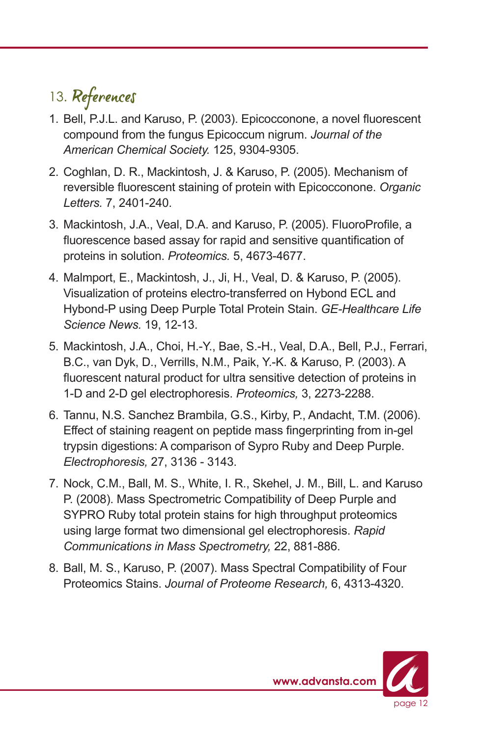## 13. References

1. Bell, P.J.L. and Karuso, P. (2003). Epicocconone, a novel fluorescent compound from the fungus Epicoccum nigrum. *Journal of the American Chemical Society.* 125, 9304-9305.

2. Coghlan, D. R., Mackintosh, J. & Karuso, P. (2005). Mechanism of reversible fluorescent staining of protein with Epicocconone. *Organic Letters.* 7, 2401-240.

3. Mackintosh, J.A., Veal, D.A. and Karuso, P. (2005). FluoroProfile, a fluorescence based assay for rapid and sensitive quantification of proteins in solution. *Proteomics.* 5, 4673-4677.

4. Malmport, E., Mackintosh, J., Ji, H., Veal, D. & Karuso, P. (2005). Visualization of proteins electro-transferred on Hybond ECL and Hybond-P using Deep Purple Total Protein Stain. *GE-Healthcare Life Science News.* 19, 12-13.

5. Mackintosh, J.A., Choi, H.-Y., Bae, S.-H., Veal, D.A., Bell, P.J., Ferrari, B.C., van Dyk, D., Verrills, N.M., Paik, Y.-K. & Karuso, P. (2003). A fluorescent natural product for ultra sensitive detection of proteins in 1-D and 2-D gel electrophoresis. *Proteomics,* 3, 2273-2288.

6. Tannu, N.S. Sanchez Brambila, G.S., Kirby, P., Andacht, T.M. (2006). Effect of staining reagent on peptide mass fingerprinting from in-gel trypsin digestions: A comparison of Sypro Ruby and Deep Purple. *Electrophoresis,* 27, 3136 - 3143.

7. Nock, C.M., Ball, M. S., White, I. R., Skehel, J. M., Bill, L. and Karuso P. (2008). Mass Spectrometric Compatibility of Deep Purple and SYPRO Ruby total protein stains for high throughput proteomics using large format two dimensional gel electrophoresis. *Rapid Communications in Mass Spectrometry,* 22, 881-886.

8. Ball, M. S., Karuso, P. (2007). Mass Spectral Compatibility of Four Proteomics Stains. *Journal of Proteome Research,* 6, 4313-4320.

www.advansta.com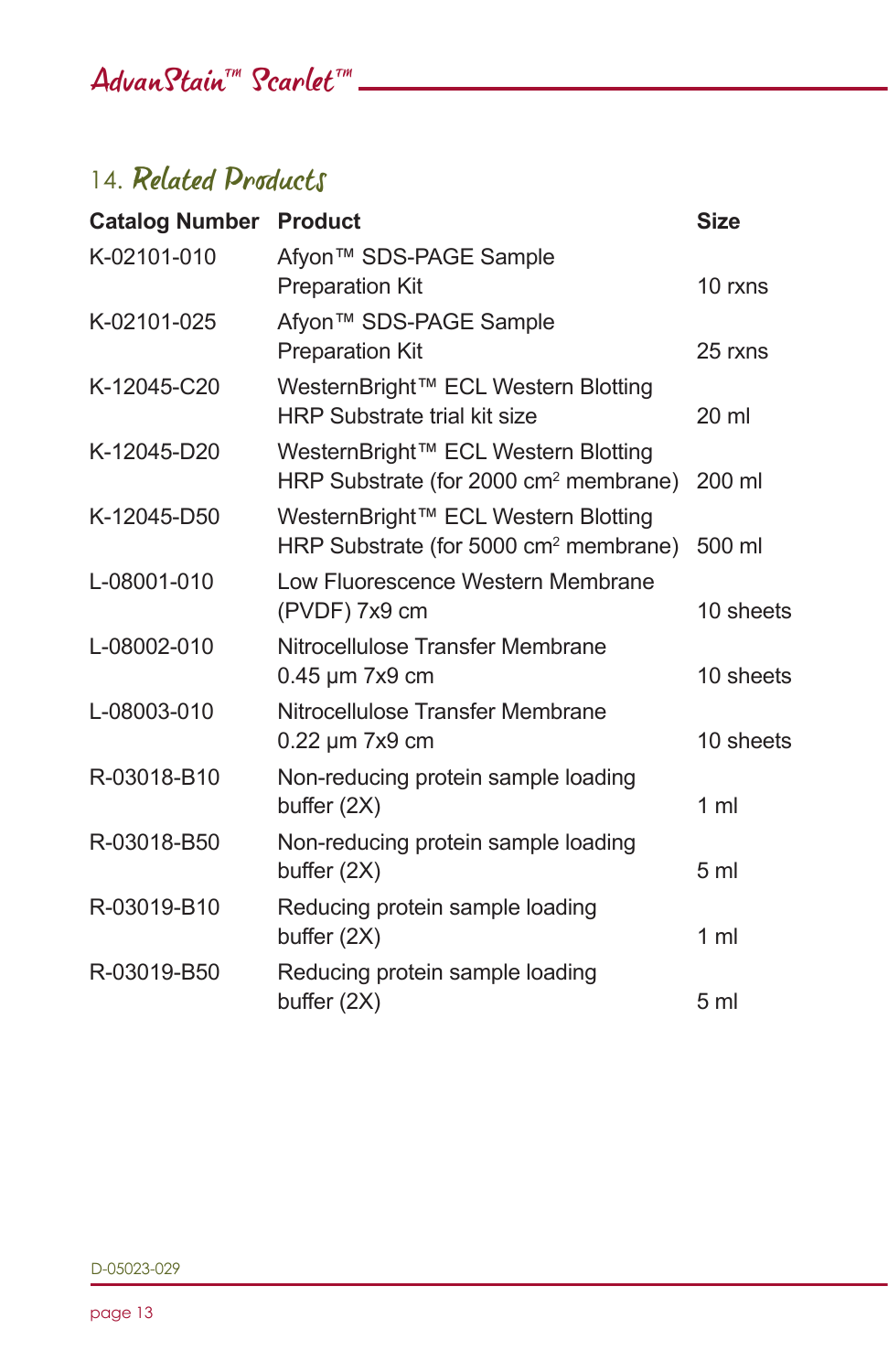## 14. Related Products

| Catalog Number | Product | Size |
|---|---|---|
| K-02101-010 | Afyon™ SDS-PAGE Sample Preparation Kit | 10 rxns |
| K-02101-025 | Afyon™ SDS-PAGE Sample Preparation Kit | 25 rxns |
| K-12045-C20 | WesternBright™ ECL Western Blotting HRP Substrate trial kit size | 20 ml |
| K-12045-D20 | WesternBright™ ECL Western Blotting HRP Substrate (for 2000 $cm^2$ membrane) | 200 ml |
| K-12045-D50 | WesternBright™ ECL Western Blotting HRP Substrate (for 5000 $cm^2$ membrane) | 500 ml |
| L-08001-010 | Low Fluorescence Western Membrane (PVDF) 7x9 cm | 10 sheets |
| L-08002-010 | Nitrocellulose Transfer Membrane 0.45 µm 7x9 cm | 10 sheets |
| L-08003-010 | Nitrocellulose Transfer Membrane 0.22 µm 7x9 cm | 10 sheets |
| R-03018-B10 | Non-reducing protein sample loading buffer (2X) | 1 ml |
| R-03018-B50 | Non-reducing protein sample loading buffer (2X) | 5 ml |
| R-03019-B10 | Reducing protein sample loading buffer (2X) | 1 ml |
| R-03019-B50 | Reducing protein sample loading buffer (2X) | 5 ml |

D-05023-029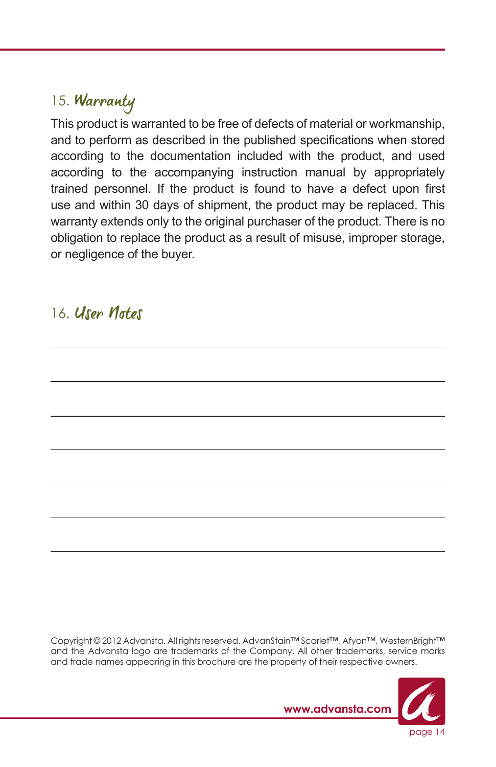## 15. Warranty

This product is warranted to be free of defects of material or workmanship, and to perform as described in the published specifications when stored according to the documentation included with the product, and used according to the accompanying instruction manual by appropriately trained personnel. If the product is found to have a defect upon first use and within 30 days of shipment, the product may be replaced. This warranty extends only to the original purchaser of the product. There is no obligation to replace the product as a result of misuse, improper storage, or negligence of the buyer.

## 16. User Notes

Copyright © 2012 Advansta. All rights reserved. AdvanStain™ Scarlet™, Afyon™, WesternBright™ and the Advansta logo are trademarks of the Company. All other trademarks, service marks and trade names appearing in this brochure are the property of their respective owners.

www.advansta.com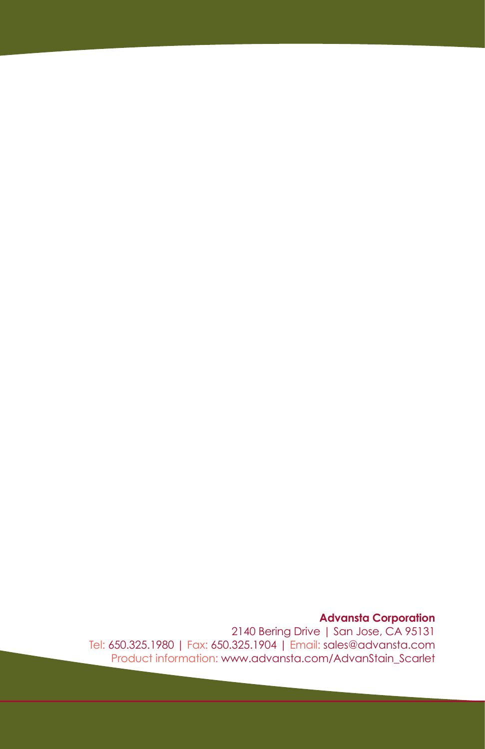**Advansta Corporation**
2140 Bering Drive | San Jose, CA 95131
Tel: 650.325.1980 | Fax: 650.325.1904 | Email: sales@advansta.com
Product information: www.advansta.com/AdvanStain_Scarlet